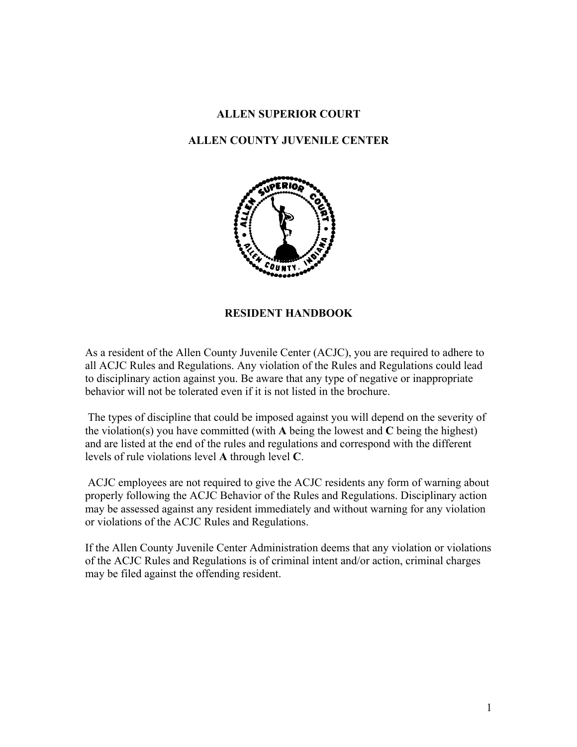# ALLEN SUPERIOR COURT

# ALLEN COUNTY JUVENILE CENTER

## RESIDENT HANDBOOK

As a resident of the Allen County Juvenile Center (ACJC), you are required to adhere to all ACJC Rules and Regulations. Any violation of the Rules and Regulations could lead to disciplinary action against you. Be aware that any type of negative or inappropriate behavior will not be tolerated even if it is not listed in the brochure.

The types of discipline that could be imposed against you will depend on the severity of the violation(s) you have committed (with **A** being the lowest and **C** being the highest) and are listed at the end of the rules and regulations and correspond with the different levels of rule violations level **A** through level **C**.

ACJC employees are not required to give the ACJC residents any form of warning about properly following the ACJC Behavior of the Rules and Regulations. Disciplinary action may be assessed against any resident immediately and without warning for any violation or violations of the ACJC Rules and Regulations.

If the Allen County Juvenile Center Administration deems that any violation or violations of the ACJC Rules and Regulations is of criminal intent and/or action, criminal charges may be filed against the offending resident.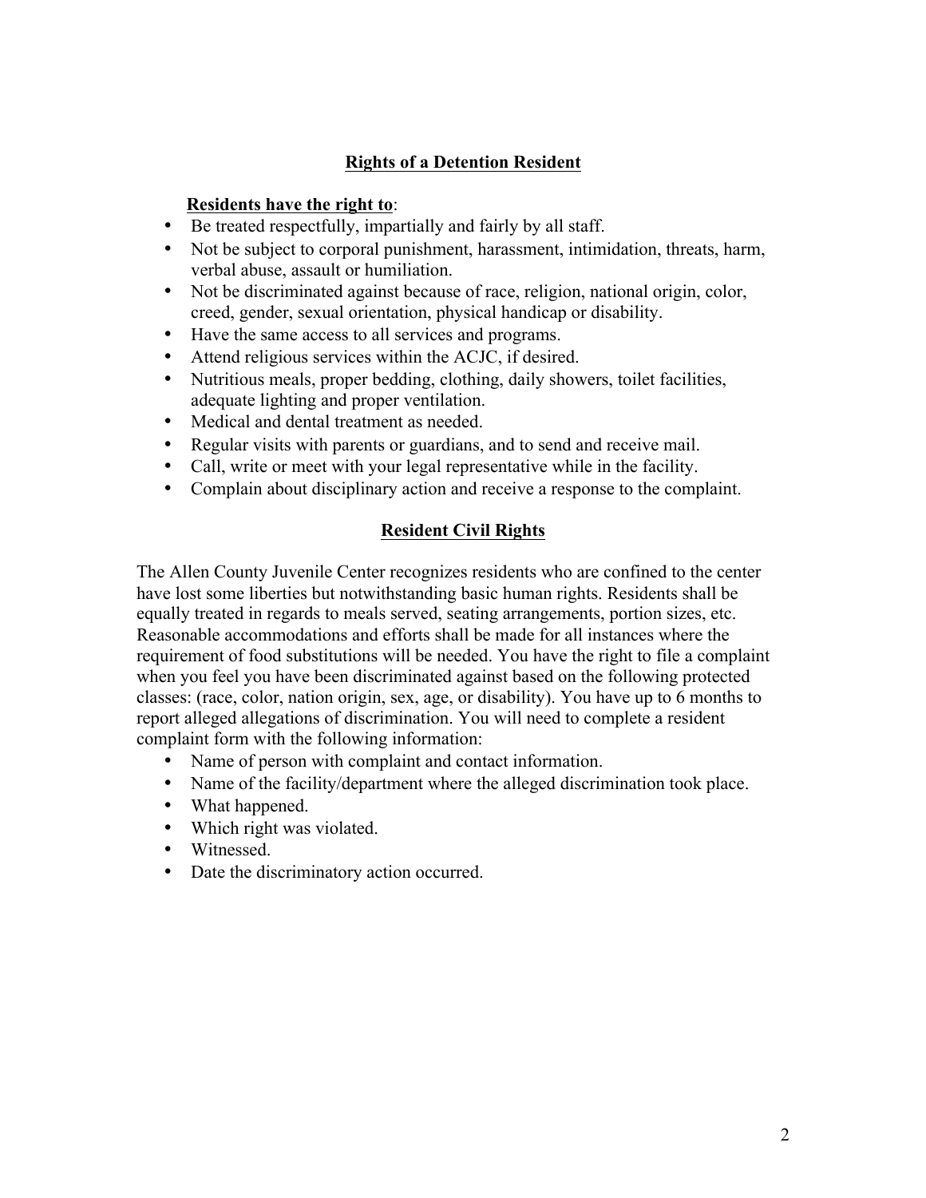## Rights of a Detention Resident

**Residents have the right to**:

- Be treated respectfully, impartially and fairly by all staff.
- Not be subject to corporal punishment, harassment, intimidation, threats, harm, verbal abuse, assault or humiliation.
- Not be discriminated against because of race, religion, national origin, color, creed, gender, sexual orientation, physical handicap or disability.
- Have the same access to all services and programs.
- Attend religious services within the ACJC, if desired.
- Nutritious meals, proper bedding, clothing, daily showers, toilet facilities, adequate lighting and proper ventilation.
- Medical and dental treatment as needed.
- Regular visits with parents or guardians, and to send and receive mail.
- Call, write or meet with your legal representative while in the facility.
- Complain about disciplinary action and receive a response to the complaint.

## Resident Civil Rights

The Allen County Juvenile Center recognizes residents who are confined to the center have lost some liberties but notwithstanding basic human rights. Residents shall be equally treated in regards to meals served, seating arrangements, portion sizes, etc. Reasonable accommodations and efforts shall be made for all instances where the requirement of food substitutions will be needed. You have the right to file a complaint when you feel you have been discriminated against based on the following protected classes: (race, color, nation origin, sex, age, or disability). You have up to 6 months to report alleged allegations of discrimination. You will need to complete a resident complaint form with the following information:

- Name of person with complaint and contact information.
- Name of the facility/department where the alleged discrimination took place.
- What happened.
- Which right was violated.
- Witnessed.
- Date the discriminatory action occurred.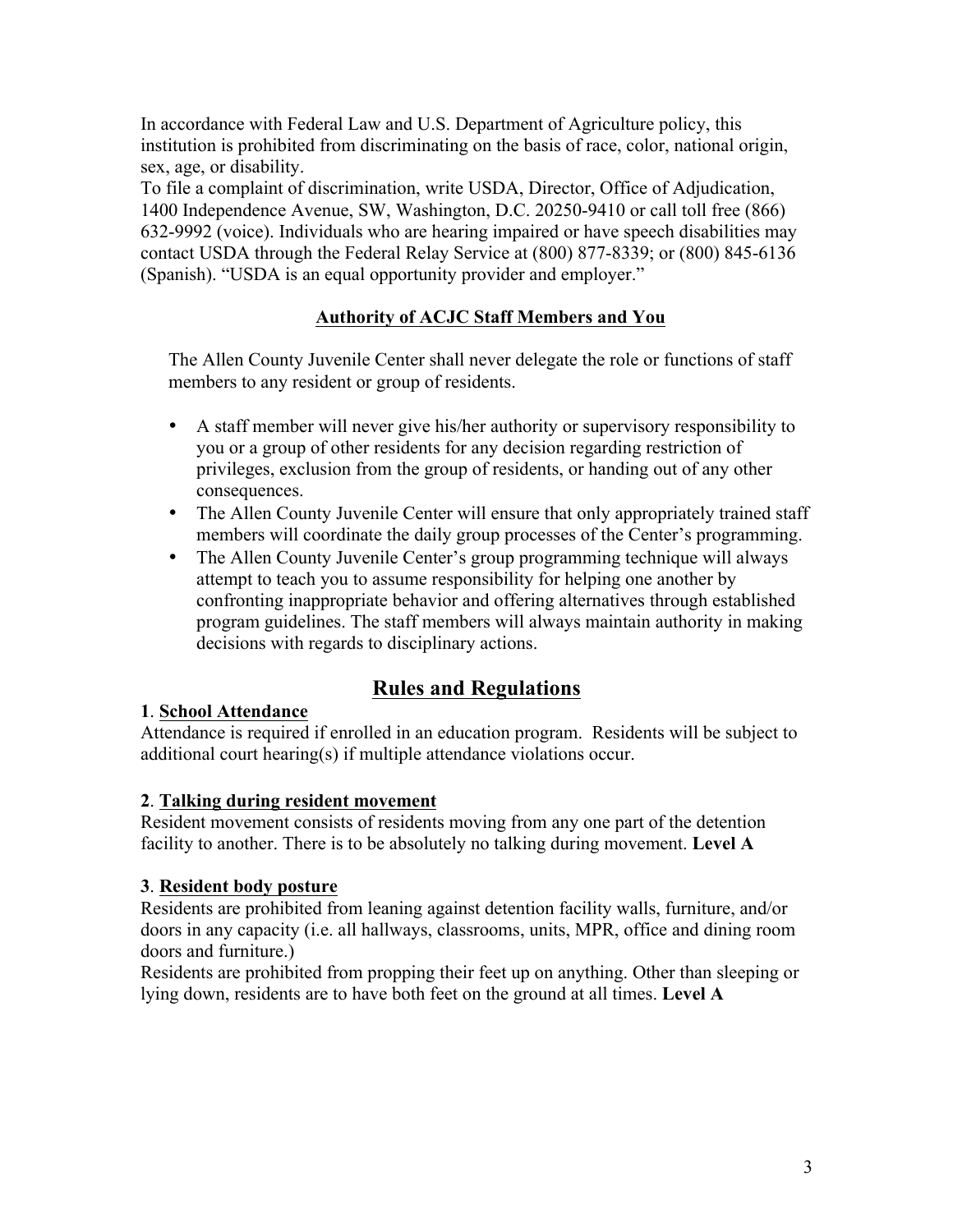In accordance with Federal Law and U.S. Department of Agriculture policy, this institution is prohibited from discriminating on the basis of race, color, national origin, sex, age, or disability.

To file a complaint of discrimination, write USDA, Director, Office of Adjudication, 1400 Independence Avenue, SW, Washington, D.C. 20250-9410 or call toll free (866) 632-9992 (voice). Individuals who are hearing impaired or have speech disabilities may contact USDA through the Federal Relay Service at (800) 877-8339; or (800) 845-6136 (Spanish). "USDA is an equal opportunity provider and employer."

## Authority of ACJC Staff Members and You

The Allen County Juvenile Center shall never delegate the role or functions of staff members to any resident or group of residents.

- A staff member will never give his/her authority or supervisory responsibility to you or a group of other residents for any decision regarding restriction of privileges, exclusion from the group of residents, or handing out of any other consequences.
- The Allen County Juvenile Center will ensure that only appropriately trained staff members will coordinate the daily group processes of the Center's programming.
- The Allen County Juvenile Center's group programming technique will always attempt to teach you to assume responsibility for helping one another by confronting inappropriate behavior and offering alternatives through established program guidelines. The staff members will always maintain authority in making decisions with regards to disciplinary actions.

## Rules and Regulations

**1**. **School Attendance**
Attendance is required if enrolled in an education program. Residents will be subject to additional court hearing(s) if multiple attendance violations occur.

**2**. **Talking during resident movement**
Resident movement consists of residents moving from any one part of the detention facility to another. There is to be absolutely no talking during movement. **Level A**

**3**. **Resident body posture**
Residents are prohibited from leaning against detention facility walls, furniture, and/or doors in any capacity (i.e. all hallways, classrooms, units, MPR, office and dining room doors and furniture.)
Residents are prohibited from propping their feet up on anything. Other than sleeping or lying down, residents are to have both feet on the ground at all times. **Level A**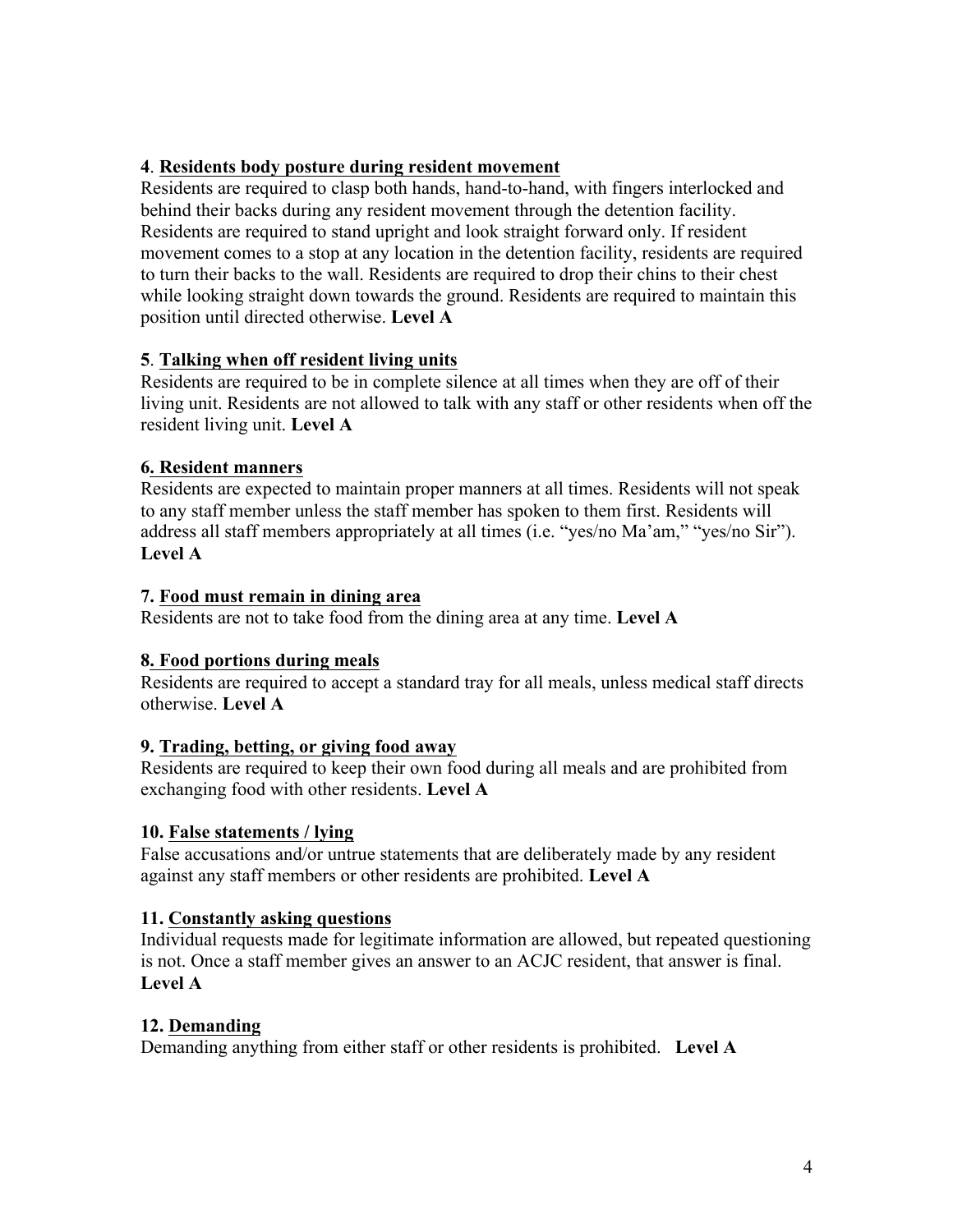**4**. **Residents body posture during resident movement**

Residents are required to clasp both hands, hand-to-hand, with fingers interlocked and behind their backs during any resident movement through the detention facility. Residents are required to stand upright and look straight forward only. If resident movement comes to a stop at any location in the detention facility, residents are required to turn their backs to the wall. Residents are required to drop their chins to their chest while looking straight down towards the ground. Residents are required to maintain this position until directed otherwise. **Level A**

**5**. **Talking when off resident living units**

Residents are required to be in complete silence at all times when they are off of their living unit. Residents are not allowed to talk with any staff or other residents when off the resident living unit. **Level A**

**6. Resident manners**

Residents are expected to maintain proper manners at all times. Residents will not speak to any staff member unless the staff member has spoken to them first. Residents will address all staff members appropriately at all times (i.e. "yes/no Ma'am," "yes/no Sir"). **Level A**

**7. Food must remain in dining area**

Residents are not to take food from the dining area at any time. **Level A**

**8. Food portions during meals**

Residents are required to accept a standard tray for all meals, unless medical staff directs otherwise. **Level A**

**9. Trading, betting, or giving food away**

Residents are required to keep their own food during all meals and are prohibited from exchanging food with other residents. **Level A**

**10. False statements / lying**

False accusations and/or untrue statements that are deliberately made by any resident against any staff members or other residents are prohibited. **Level A**

**11. Constantly asking questions**

Individual requests made for legitimate information are allowed, but repeated questioning is not. Once a staff member gives an answer to an ACJC resident, that answer is final. **Level A**

**12. Demanding**

Demanding anything from either staff or other residents is prohibited. **Level A**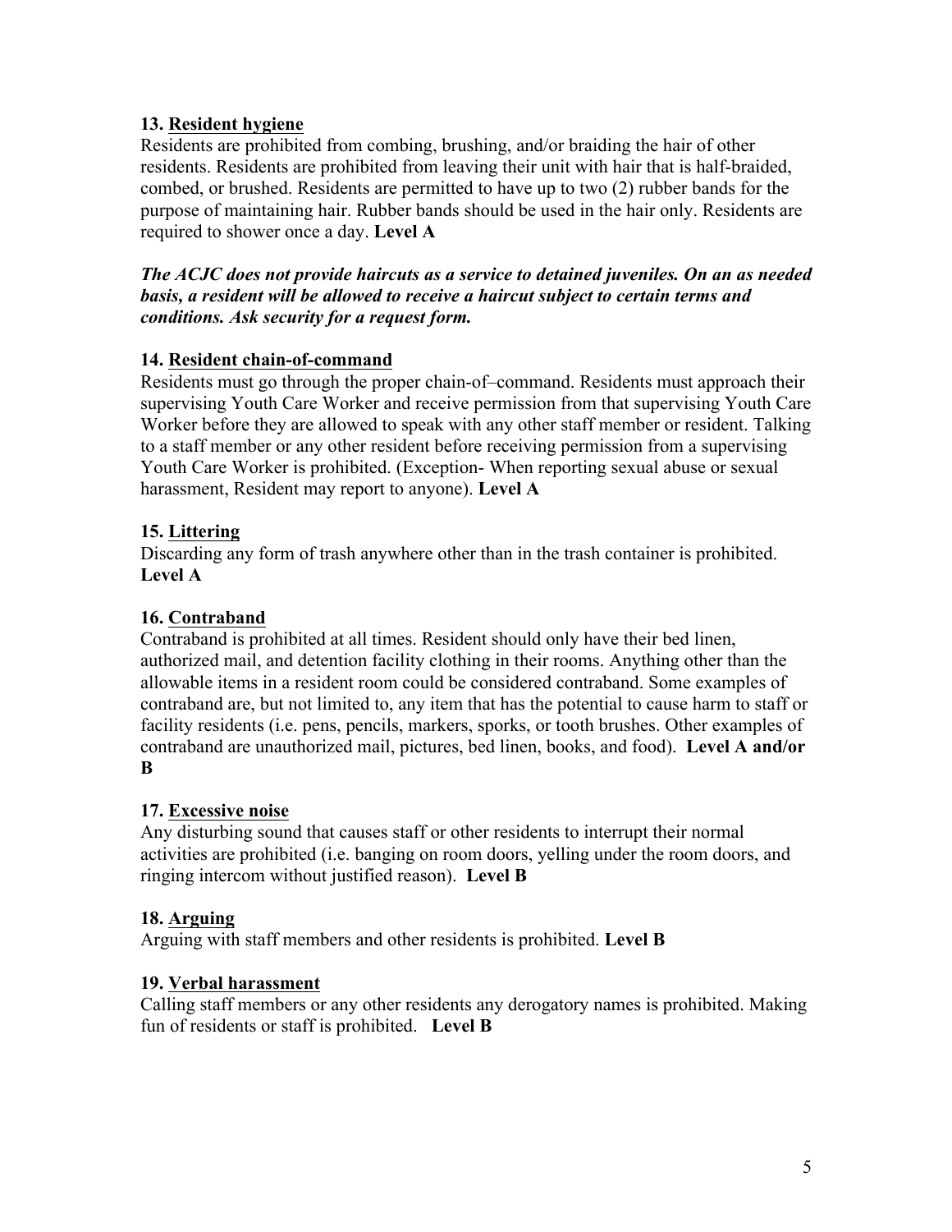**13. <u>Resident hygiene</u>**
Residents are prohibited from combing, brushing, and/or braiding the hair of other residents. Residents are prohibited from leaving their unit with hair that is half-braided, combed, or brushed. Residents are permitted to have up to two (2) rubber bands for the purpose of maintaining hair. Rubber bands should be used in the hair only. Residents are required to shower once a day. **Level A**

***The ACJC does not provide haircuts as a service to detained juveniles. On an as needed basis, a resident will be allowed to receive a haircut subject to certain terms and conditions. Ask security for a request form.***

**14. <u>Resident chain-of-command</u>**
Residents must go through the proper chain-of–command. Residents must approach their supervising Youth Care Worker and receive permission from that supervising Youth Care Worker before they are allowed to speak with any other staff member or resident. Talking to a staff member or any other resident before receiving permission from a supervising Youth Care Worker is prohibited. (Exception- When reporting sexual abuse or sexual harassment, Resident may report to anyone). **Level A**

**15. <u>Littering</u>**
Discarding any form of trash anywhere other than in the trash container is prohibited. **Level A**

**16. <u>Contraband</u>**
Contraband is prohibited at all times. Resident should only have their bed linen, authorized mail, and detention facility clothing in their rooms. Anything other than the allowable items in a resident room could be considered contraband. Some examples of contraband are, but not limited to, any item that has the potential to cause harm to staff or facility residents (i.e. pens, pencils, markers, sporks, or tooth brushes. Other examples of contraband are unauthorized mail, pictures, bed linen, books, and food). **Level A and/or B**

**17. <u>Excessive noise</u>**
Any disturbing sound that causes staff or other residents to interrupt their normal activities are prohibited (i.e. banging on room doors, yelling under the room doors, and ringing intercom without justified reason). **Level B**

**18. <u>Arguing</u>**
Arguing with staff members and other residents is prohibited. **Level B**

**19. <u>Verbal harassment</u>**
Calling staff members or any other residents any derogatory names is prohibited. Making fun of residents or staff is prohibited. **Level B**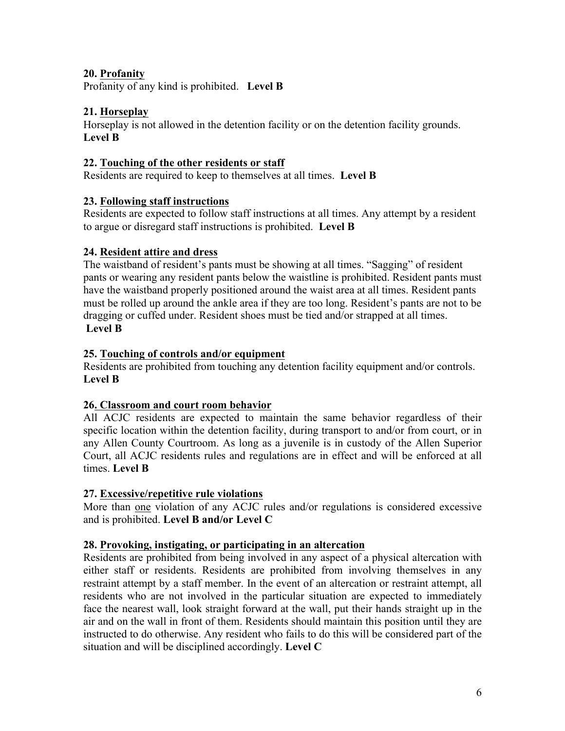**20. <u>Profanity</u>**
Profanity of any kind is prohibited. **Level B**

**21. <u>Horseplay</u>**
Horseplay is not allowed in the detention facility or on the detention facility grounds.
**Level B**

**22. <u>Touching of the other residents or staff</u>**
Residents are required to keep to themselves at all times. **Level B**

**23. <u>Following staff instructions</u>**
Residents are expected to follow staff instructions at all times. Any attempt by a resident to argue or disregard staff instructions is prohibited. **Level B**

**24. <u>Resident attire and dress</u>**
The waistband of resident's pants must be showing at all times. "Sagging" of resident pants or wearing any resident pants below the waistline is prohibited. Resident pants must have the waistband properly positioned around the waist area at all times. Resident pants must be rolled up around the ankle area if they are too long. Resident's pants are not to be dragging or cuffed under. Resident shoes must be tied and/or strapped at all times.
**Level B**

**25. <u>Touching of controls and/or equipment</u>**
Residents are prohibited from touching any detention facility equipment and/or controls.
**Level B**

**26. <u>Classroom and court room behavior</u>**
All ACJC residents are expected to maintain the same behavior regardless of their specific location within the detention facility, during transport to and/or from court, or in any Allen County Courtroom. As long as a juvenile is in custody of the Allen Superior Court, all ACJC residents rules and regulations are in effect and will be enforced at all times. **Level B**

**27. <u>Excessive/repetitive rule violations</u>**
More than <u>one</u> violation of any ACJC rules and/or regulations is considered excessive and is prohibited. **Level B and/or Level C**

**28. <u>Provoking, instigating, or participating in an altercation</u>**
Residents are prohibited from being involved in any aspect of a physical altercation with either staff or residents. Residents are prohibited from involving themselves in any restraint attempt by a staff member. In the event of an altercation or restraint attempt, all residents who are not involved in the particular situation are expected to immediately face the nearest wall, look straight forward at the wall, put their hands straight up in the air and on the wall in front of them. Residents should maintain this position until they are instructed to do otherwise. Any resident who fails to do this will be considered part of the situation and will be disciplined accordingly. **Level C**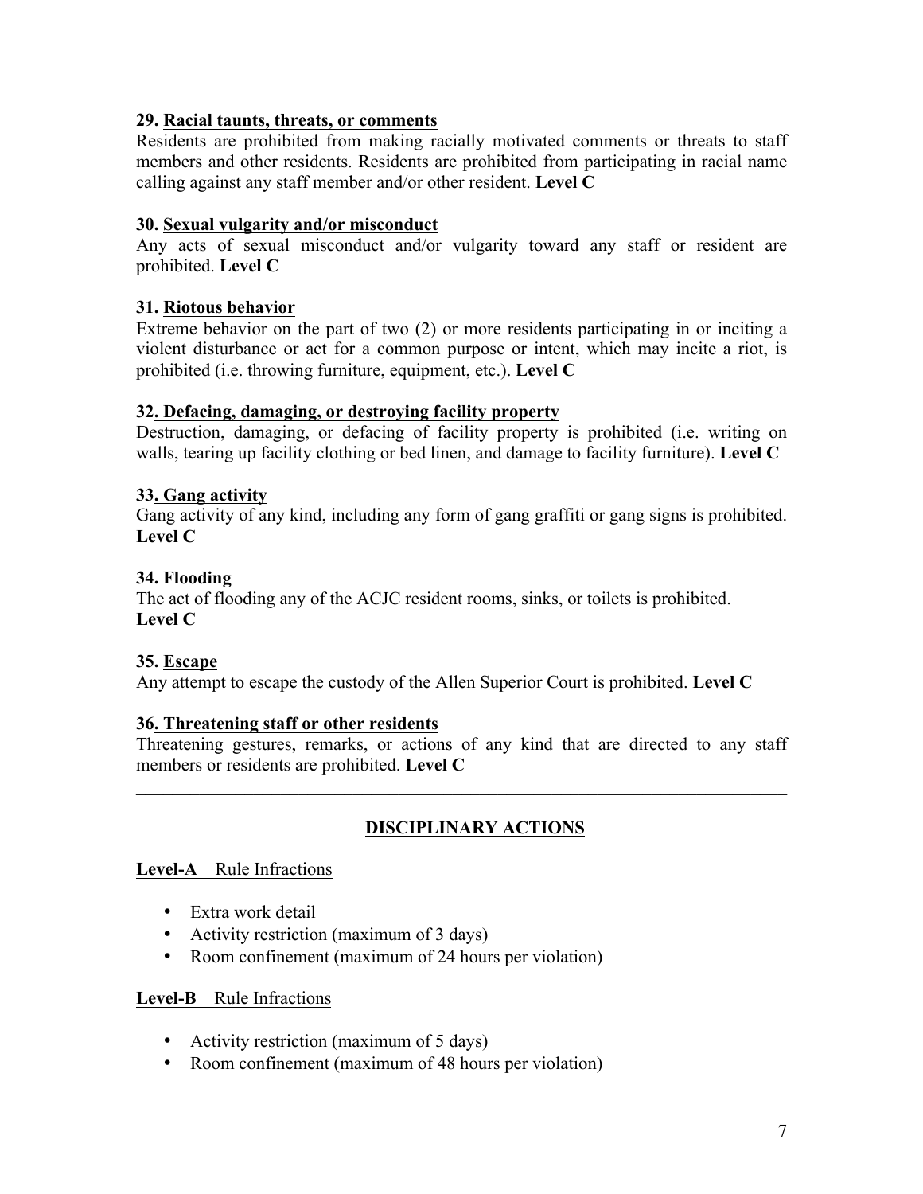**29. Racial taunts, threats, or comments**

Residents are prohibited from making racially motivated comments or threats to staff members and other residents. Residents are prohibited from participating in racial name calling against any staff member and/or other resident. **Level C**

**30. Sexual vulgarity and/or misconduct**

Any acts of sexual misconduct and/or vulgarity toward any staff or resident are prohibited. **Level C**

**31. Riotous behavior**

Extreme behavior on the part of two (2) or more residents participating in or inciting a violent disturbance or act for a common purpose or intent, which may incite a riot, is prohibited (i.e. throwing furniture, equipment, etc.). **Level C**

**32. Defacing, damaging, or destroying facility property**

Destruction, damaging, or defacing of facility property is prohibited (i.e. writing on walls, tearing up facility clothing or bed linen, and damage to facility furniture). **Level C**

**33. Gang activity**

Gang activity of any kind, including any form of gang graffiti or gang signs is prohibited. **Level C**

**34. Flooding**

The act of flooding any of the ACJC resident rooms, sinks, or toilets is prohibited. **Level C**

**35. Escape**

Any attempt to escape the custody of the Allen Superior Court is prohibited. **Level C**

**36. Threatening staff or other residents**

Threatening gestures, remarks, or actions of any kind that are directed to any staff members or residents are prohibited. **Level C**

---

## DISCIPLINARY ACTIONS

**Level-A** Rule Infractions

- Extra work detail
- Activity restriction (maximum of 3 days)
- Room confinement (maximum of 24 hours per violation)

**Level-B** Rule Infractions

- Activity restriction (maximum of 5 days)
- Room confinement (maximum of 48 hours per violation)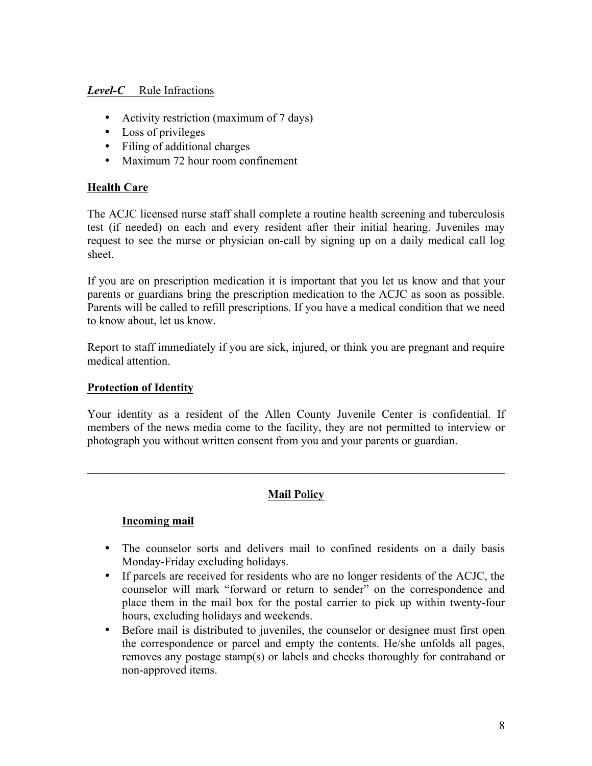***Level-C*** Rule Infractions

- Activity restriction (maximum of 7 days)
- Loss of privileges
- Filing of additional charges
- Maximum 72 hour room confinement

**Health Care**

The ACJC licensed nurse staff shall complete a routine health screening and tuberculosis test (if needed) on each and every resident after their initial hearing. Juveniles may request to see the nurse or physician on-call by signing up on a daily medical call log sheet.

If you are on prescription medication it is important that you let us know and that your parents or guardians bring the prescription medication to the ACJC as soon as possible. Parents will be called to refill prescriptions. If you have a medical condition that we need to know about, let us know.

Report to staff immediately if you are sick, injured, or think you are pregnant and require medical attention.

**Protection of Identity**

Your identity as a resident of the Allen County Juvenile Center is confidential. If members of the news media come to the facility, they are not permitted to interview or photograph you without written consent from you and your parents or guardian.

---

## Mail Policy

### Incoming mail

- The counselor sorts and delivers mail to confined residents on a daily basis Monday-Friday excluding holidays.
- If parcels are received for residents who are no longer residents of the ACJC, the counselor will mark "forward or return to sender" on the correspondence and place them in the mail box for the postal carrier to pick up within twenty-four hours, excluding holidays and weekends.
- Before mail is distributed to juveniles, the counselor or designee must first open the correspondence or parcel and empty the contents. He/she unfolds all pages, removes any postage stamp(s) or labels and checks thoroughly for contraband or non-approved items.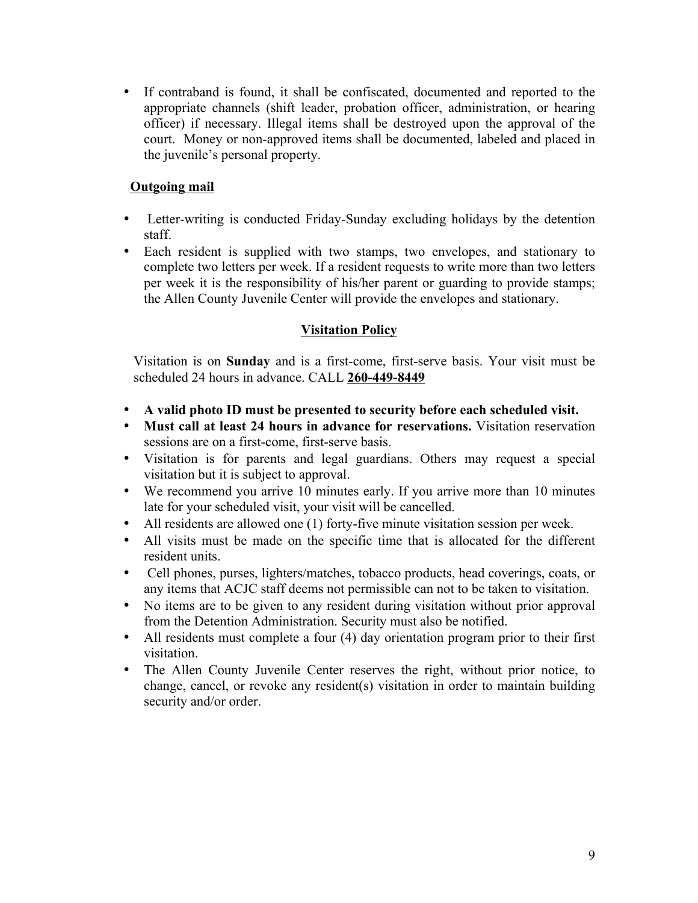- If contraband is found, it shall be confiscated, documented and reported to the appropriate channels (shift leader, probation officer, administration, or hearing officer) if necessary. Illegal items shall be destroyed upon the approval of the court. Money or non-approved items shall be documented, labeled and placed in the juvenile's personal property.

**Outgoing mail**

- Letter-writing is conducted Friday-Sunday excluding holidays by the detention staff.
- Each resident is supplied with two stamps, two envelopes, and stationary to complete two letters per week. If a resident requests to write more than two letters per week it is the responsibility of his/her parent or guarding to provide stamps; the Allen County Juvenile Center will provide the envelopes and stationary.

## Visitation Policy

Visitation is on **Sunday** and is a first-come, first-serve basis. Your visit must be scheduled 24 hours in advance. CALL **260-449-8449**

- **A valid photo ID must be presented to security before each scheduled visit.**
- **Must call at least 24 hours in advance for reservations.** Visitation reservation sessions are on a first-come, first-serve basis.
- Visitation is for parents and legal guardians. Others may request a special visitation but it is subject to approval.
- We recommend you arrive 10 minutes early. If you arrive more than 10 minutes late for your scheduled visit, your visit will be cancelled.
- All residents are allowed one (1) forty-five minute visitation session per week.
- All visits must be made on the specific time that is allocated for the different resident units.
- Cell phones, purses, lighters/matches, tobacco products, head coverings, coats, or any items that ACJC staff deems not permissible can not to be taken to visitation.
- No items are to be given to any resident during visitation without prior approval from the Detention Administration. Security must also be notified.
- All residents must complete a four (4) day orientation program prior to their first visitation.
- The Allen County Juvenile Center reserves the right, without prior notice, to change, cancel, or revoke any resident(s) visitation in order to maintain building security and/or order.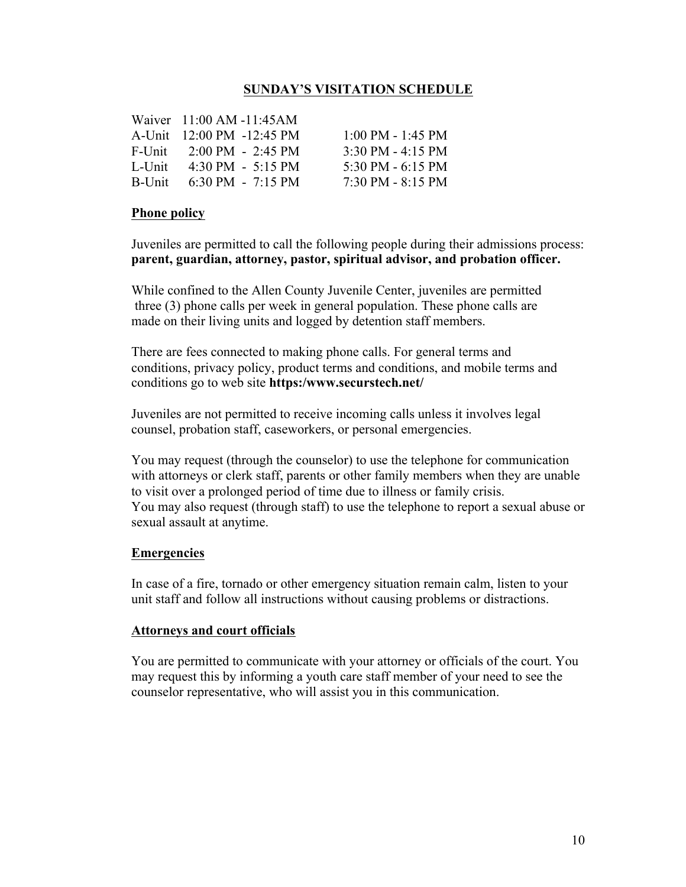## SUNDAY'S VISITATION SCHEDULE

| | | |
|---|---|---|
| Waiver | 11:00 AM -11:45AM | |
| A-Unit | 12:00 PM -12:45 PM | 1:00 PM - 1:45 PM |
| F-Unit | 2:00 PM - 2:45 PM | 3:30 PM - 4:15 PM |
| L-Unit | 4:30 PM - 5:15 PM | 5:30 PM - 6:15 PM |
| B-Unit | 6:30 PM - 7:15 PM | 7:30 PM - 8:15 PM |

### Phone policy

Juveniles are permitted to call the following people during their admissions process: **parent, guardian, attorney, pastor, spiritual advisor, and probation officer.**

While confined to the Allen County Juvenile Center, juveniles are permitted three (3) phone calls per week in general population. These phone calls are made on their living units and logged by detention staff members.

There are fees connected to making phone calls. For general terms and conditions, privacy policy, product terms and conditions, and mobile terms and conditions go to web site **https:/www.securstech.net/**

Juveniles are not permitted to receive incoming calls unless it involves legal counsel, probation staff, caseworkers, or personal emergencies.

You may request (through the counselor) to use the telephone for communication with attorneys or clerk staff, parents or other family members when they are unable to visit over a prolonged period of time due to illness or family crisis.
You may also request (through staff) to use the telephone to report a sexual abuse or sexual assault at anytime.

### Emergencies

In case of a fire, tornado or other emergency situation remain calm, listen to your unit staff and follow all instructions without causing problems or distractions.

### Attorneys and court officials

You are permitted to communicate with your attorney or officials of the court. You may request this by informing a youth care staff member of your need to see the counselor representative, who will assist you in this communication.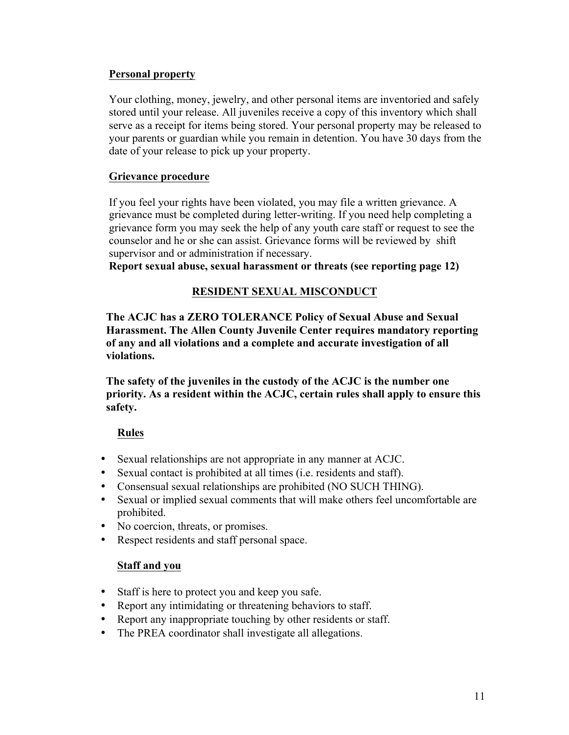**Personal property**

Your clothing, money, jewelry, and other personal items are inventoried and safely stored until your release. All juveniles receive a copy of this inventory which shall serve as a receipt for items being stored. Your personal property may be released to your parents or guardian while you remain in detention. You have 30 days from the date of your release to pick up your property.

**Grievance procedure**

If you feel your rights have been violated, you may file a written grievance. A grievance must be completed during letter-writing. If you need help completing a grievance form you may seek the help of any youth care staff or request to see the counselor and he or she can assist. Grievance forms will be reviewed by shift supervisor and or administration if necessary.
**Report sexual abuse, sexual harassment or threats (see reporting page 12)**

## RESIDENT SEXUAL MISCONDUCT

**The ACJC has a ZERO TOLERANCE Policy of Sexual Abuse and Sexual Harassment. The Allen County Juvenile Center requires mandatory reporting of any and all violations and a complete and accurate investigation of all violations.**

**The safety of the juveniles in the custody of the ACJC is the number one priority. As a resident within the ACJC, certain rules shall apply to ensure this safety.**

**Rules**

- Sexual relationships are not appropriate in any manner at ACJC.
- Sexual contact is prohibited at all times (i.e. residents and staff).
- Consensual sexual relationships are prohibited (NO SUCH THING).
- Sexual or implied sexual comments that will make others feel uncomfortable are prohibited.
- No coercion, threats, or promises.
- Respect residents and staff personal space.

**Staff and you**

- Staff is here to protect you and keep you safe.
- Report any intimidating or threatening behaviors to staff.
- Report any inappropriate touching by other residents or staff.
- The PREA coordinator shall investigate all allegations.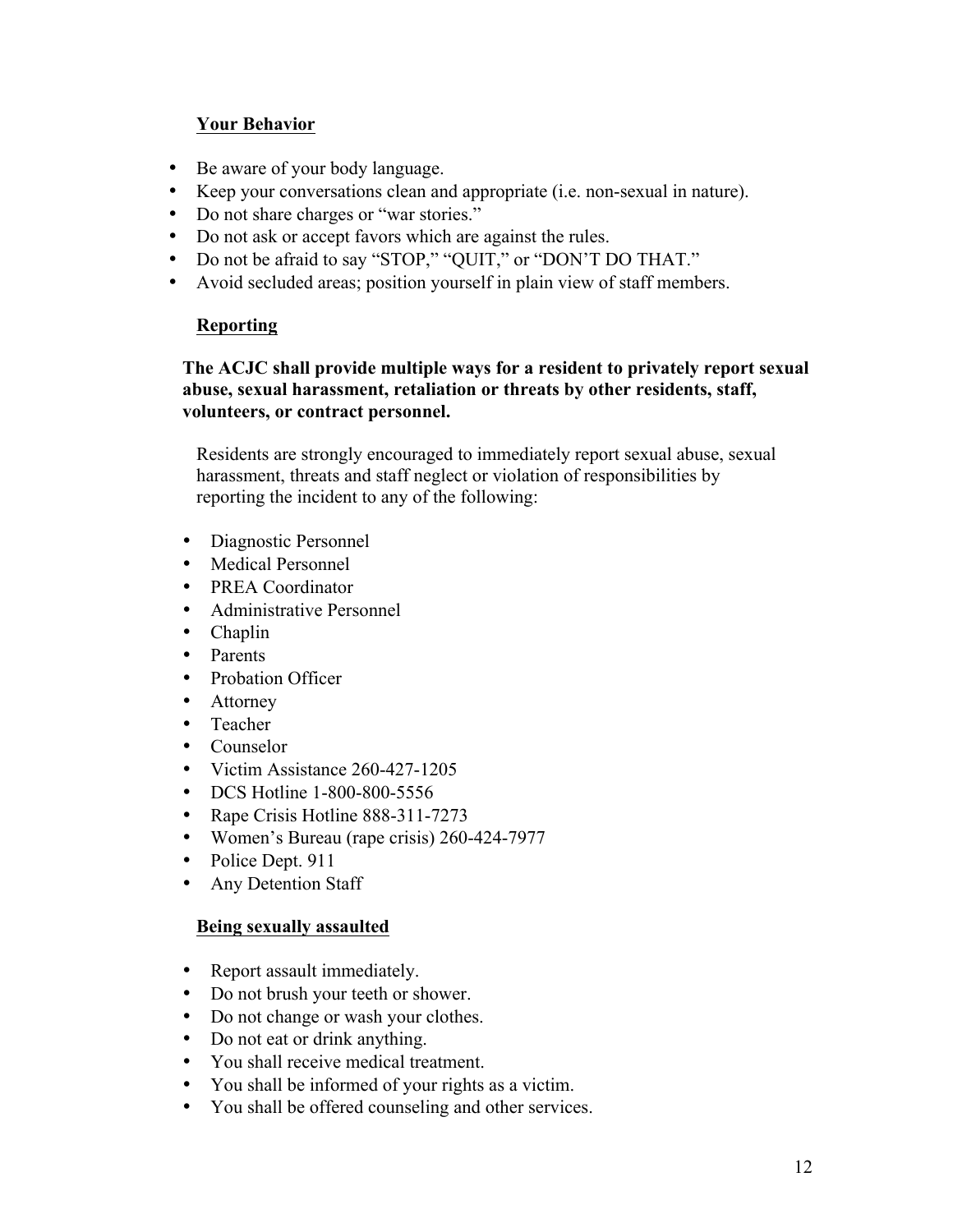## Your Behavior

- Be aware of your body language.
- Keep your conversations clean and appropriate (i.e. non-sexual in nature).
- Do not share charges or "war stories."
- Do not ask or accept favors which are against the rules.
- Do not be afraid to say "STOP," "QUIT," or "DON'T DO THAT."
- Avoid secluded areas; position yourself in plain view of staff members.

## Reporting

**The ACJC shall provide multiple ways for a resident to privately report sexual abuse, sexual harassment, retaliation or threats by other residents, staff, volunteers, or contract personnel.**

Residents are strongly encouraged to immediately report sexual abuse, sexual harassment, threats and staff neglect or violation of responsibilities by reporting the incident to any of the following:

- Diagnostic Personnel
- Medical Personnel
- PREA Coordinator
- Administrative Personnel
- Chaplin
- Parents
- Probation Officer
- Attorney
- Teacher
- Counselor
- Victim Assistance 260-427-1205
- DCS Hotline 1-800-800-5556
- Rape Crisis Hotline 888-311-7273
- Women's Bureau (rape crisis) 260-424-7977
- Police Dept. 911
- Any Detention Staff

## Being sexually assaulted

- Report assault immediately.
- Do not brush your teeth or shower.
- Do not change or wash your clothes.
- Do not eat or drink anything.
- You shall receive medical treatment.
- You shall be informed of your rights as a victim.
- You shall be offered counseling and other services.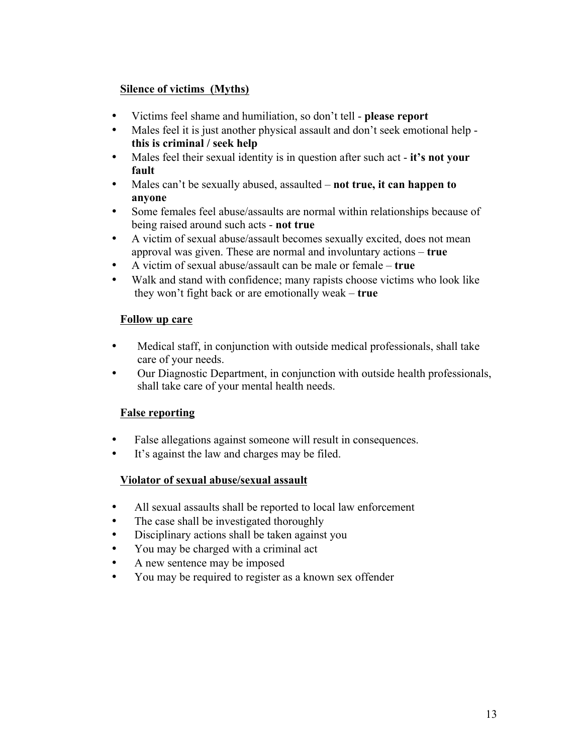**<u>Silence of victims (Myths)</u>**

- Victims feel shame and humiliation, so don't tell - **please report**
- Males feel it is just another physical assault and don't seek emotional help - **this is criminal / seek help**
- Males feel their sexual identity is in question after such act - **it's not your fault**
- Males can't be sexually abused, assaulted – **not true, it can happen to anyone**
- Some females feel abuse/assaults are normal within relationships because of being raised around such acts - **not true**
- A victim of sexual abuse/assault becomes sexually excited, does not mean approval was given. These are normal and involuntary actions – **true**
- A victim of sexual abuse/assault can be male or female – **true**
- Walk and stand with confidence; many rapists choose victims who look like they won't fight back or are emotionally weak – **true**

**<u>Follow up care</u>**

- Medical staff, in conjunction with outside medical professionals, shall take care of your needs.
- Our Diagnostic Department, in conjunction with outside health professionals, shall take care of your mental health needs.

**<u>False reporting</u>**

- False allegations against someone will result in consequences.
- It's against the law and charges may be filed.

**<u>Violator of sexual abuse/sexual assault</u>**

- All sexual assaults shall be reported to local law enforcement
- The case shall be investigated thoroughly
- Disciplinary actions shall be taken against you
- You may be charged with a criminal act
- A new sentence may be imposed
- You may be required to register as a known sex offender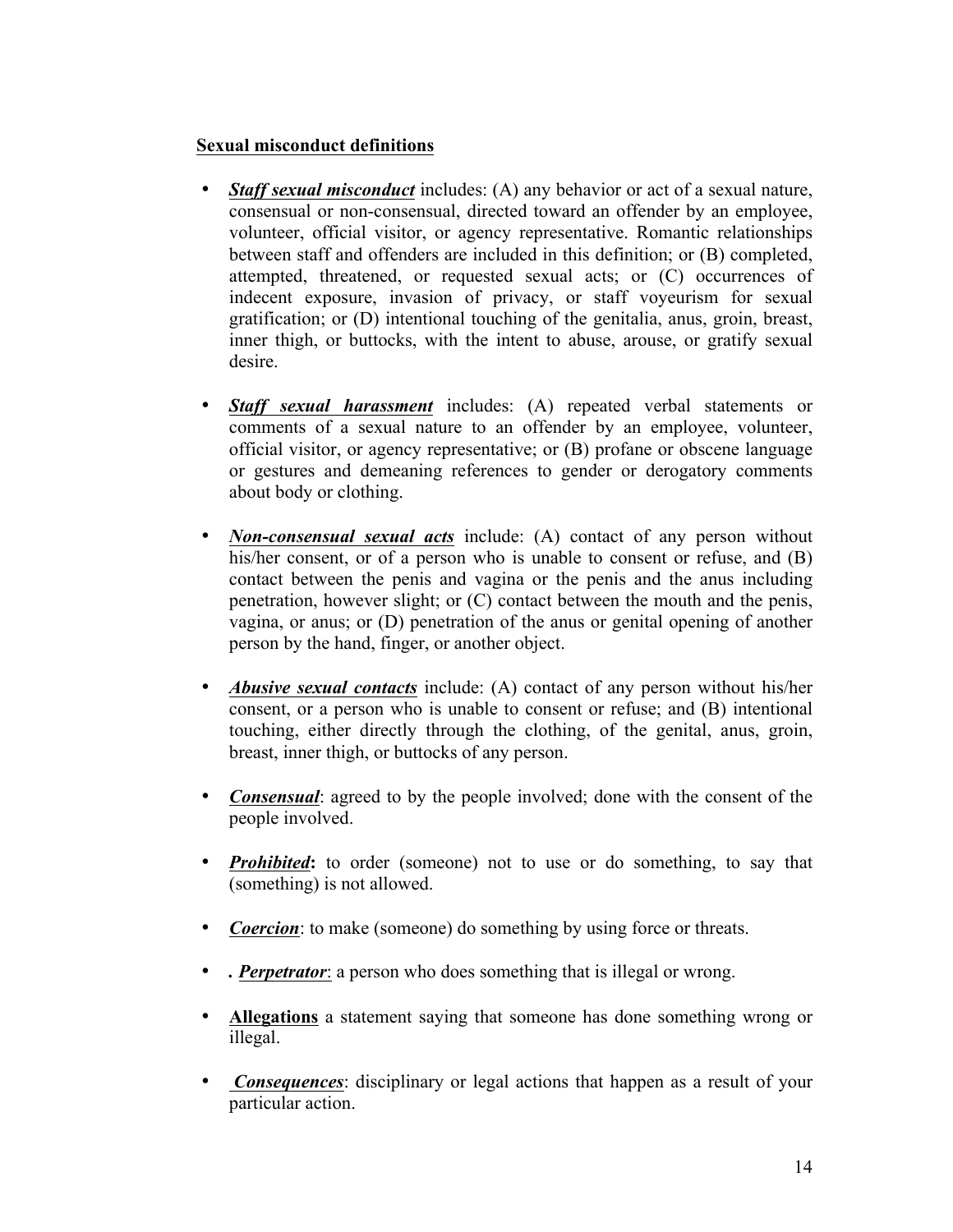**Sexual misconduct definitions**

- ***Staff sexual misconduct*** includes: (A) any behavior or act of a sexual nature, consensual or non-consensual, directed toward an offender by an employee, volunteer, official visitor, or agency representative. Romantic relationships between staff and offenders are included in this definition; or (B) completed, attempted, threatened, or requested sexual acts; or (C) occurrences of indecent exposure, invasion of privacy, or staff voyeurism for sexual gratification; or (D) intentional touching of the genitalia, anus, groin, breast, inner thigh, or buttocks, with the intent to abuse, arouse, or gratify sexual desire.

- ***Staff sexual harassment*** includes: (A) repeated verbal statements or comments of a sexual nature to an offender by an employee, volunteer, official visitor, or agency representative; or (B) profane or obscene language or gestures and demeaning references to gender or derogatory comments about body or clothing.

- ***Non-consensual sexual acts*** include: (A) contact of any person without his/her consent, or of a person who is unable to consent or refuse, and (B) contact between the penis and vagina or the penis and the anus including penetration, however slight; or (C) contact between the mouth and the penis, vagina, or anus; or (D) penetration of the anus or genital opening of another person by the hand, finger, or another object.

- ***Abusive sexual contacts*** include: (A) contact of any person without his/her consent, or a person who is unable to consent or refuse; and (B) intentional touching, either directly through the clothing, of the genital, anus, groin, breast, inner thigh, or buttocks of any person.

- ***Consensual***: agreed to by the people involved; done with the consent of the people involved.

- ***Prohibited*:** to order (someone) not to use or do something, to say that (something) is not allowed.

- ***Coercion***: to make (someone) do something by using force or threats.

- **.** ***Perpetrator***: a person who does something that is illegal or wrong.

- **Allegations** a statement saying that someone has done something wrong or illegal.

- ***Consequences***: disciplinary or legal actions that happen as a result of your particular action.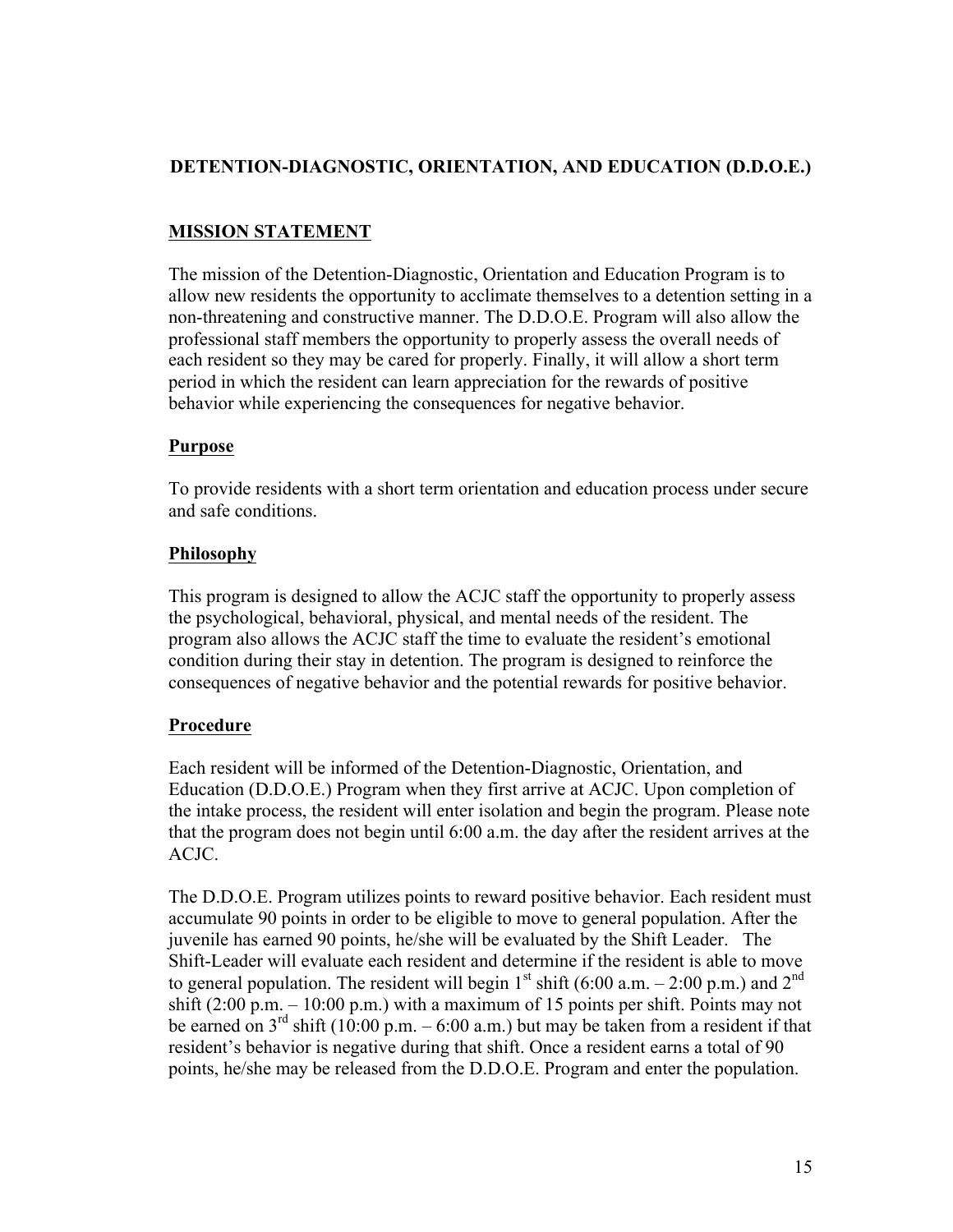## DETENTION-DIAGNOSTIC, ORIENTATION, AND EDUCATION (D.D.O.E.)

### MISSION STATEMENT

The mission of the Detention-Diagnostic, Orientation and Education Program is to allow new residents the opportunity to acclimate themselves to a detention setting in a non-threatening and constructive manner. The D.D.O.E. Program will also allow the professional staff members the opportunity to properly assess the overall needs of each resident so they may be cared for properly. Finally, it will allow a short term period in which the resident can learn appreciation for the rewards of positive behavior while experiencing the consequences for negative behavior.

### Purpose

To provide residents with a short term orientation and education process under secure and safe conditions.

### Philosophy

This program is designed to allow the ACJC staff the opportunity to properly assess the psychological, behavioral, physical, and mental needs of the resident. The program also allows the ACJC staff the time to evaluate the resident's emotional condition during their stay in detention. The program is designed to reinforce the consequences of negative behavior and the potential rewards for positive behavior.

### Procedure

Each resident will be informed of the Detention-Diagnostic, Orientation, and Education (D.D.O.E.) Program when they first arrive at ACJC. Upon completion of the intake process, the resident will enter isolation and begin the program. Please note that the program does not begin until 6:00 a.m. the day after the resident arrives at the ACJC.

The D.D.O.E. Program utilizes points to reward positive behavior. Each resident must accumulate 90 points in order to be eligible to move to general population. After the juvenile has earned 90 points, he/she will be evaluated by the Shift Leader. The Shift-Leader will evaluate each resident and determine if the resident is able to move to general population. The resident will begin 1st shift (6:00 a.m. – 2:00 p.m.) and 2nd shift (2:00 p.m. – 10:00 p.m.) with a maximum of 15 points per shift. Points may not be earned on 3rd shift (10:00 p.m. – 6:00 a.m.) but may be taken from a resident if that resident's behavior is negative during that shift. Once a resident earns a total of 90 points, he/she may be released from the D.D.O.E. Program and enter the population.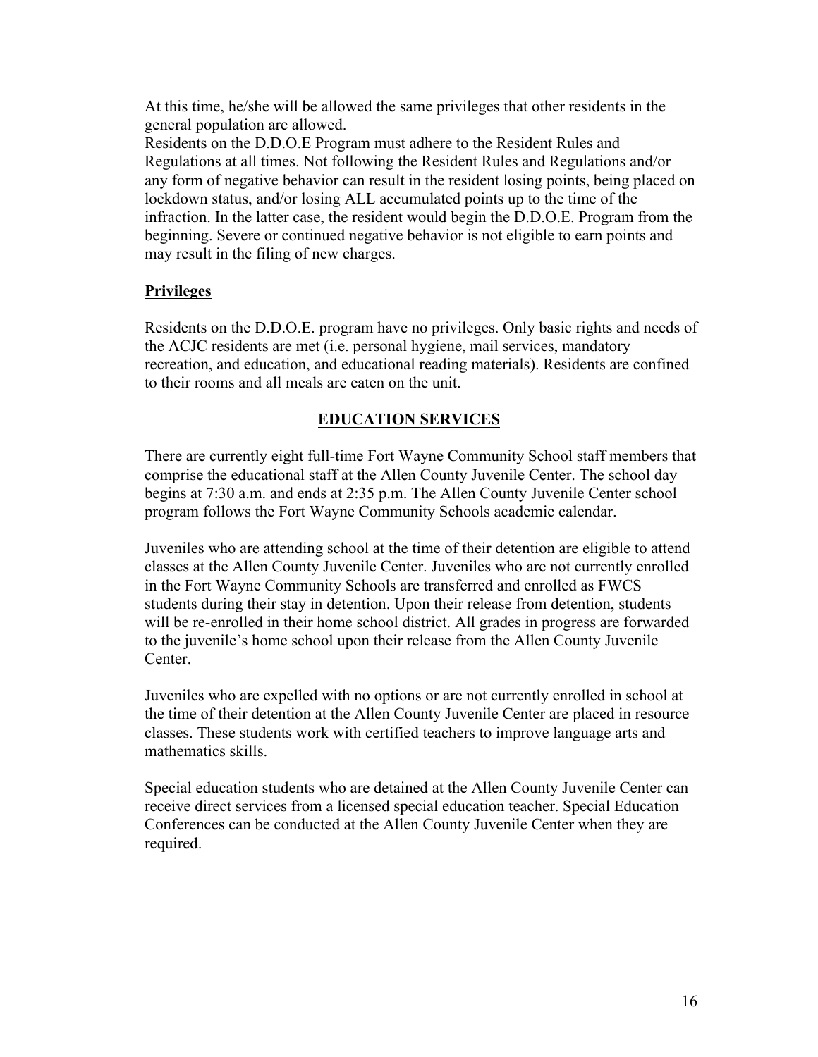At this time, he/she will be allowed the same privileges that other residents in the general population are allowed.

Residents on the D.D.O.E Program must adhere to the Resident Rules and Regulations at all times. Not following the Resident Rules and Regulations and/or any form of negative behavior can result in the resident losing points, being placed on lockdown status, and/or losing ALL accumulated points up to the time of the infraction. In the latter case, the resident would begin the D.D.O.E. Program from the beginning. Severe or continued negative behavior is not eligible to earn points and may result in the filing of new charges.

**Privileges**

Residents on the D.D.O.E. program have no privileges. Only basic rights and needs of the ACJC residents are met (i.e. personal hygiene, mail services, mandatory recreation, and education, and educational reading materials). Residents are confined to their rooms and all meals are eaten on the unit.

## EDUCATION SERVICES

There are currently eight full-time Fort Wayne Community School staff members that comprise the educational staff at the Allen County Juvenile Center. The school day begins at 7:30 a.m. and ends at 2:35 p.m. The Allen County Juvenile Center school program follows the Fort Wayne Community Schools academic calendar.

Juveniles who are attending school at the time of their detention are eligible to attend classes at the Allen County Juvenile Center. Juveniles who are not currently enrolled in the Fort Wayne Community Schools are transferred and enrolled as FWCS students during their stay in detention. Upon their release from detention, students will be re-enrolled in their home school district. All grades in progress are forwarded to the juvenile's home school upon their release from the Allen County Juvenile Center.

Juveniles who are expelled with no options or are not currently enrolled in school at the time of their detention at the Allen County Juvenile Center are placed in resource classes. These students work with certified teachers to improve language arts and mathematics skills.

Special education students who are detained at the Allen County Juvenile Center can receive direct services from a licensed special education teacher. Special Education Conferences can be conducted at the Allen County Juvenile Center when they are required.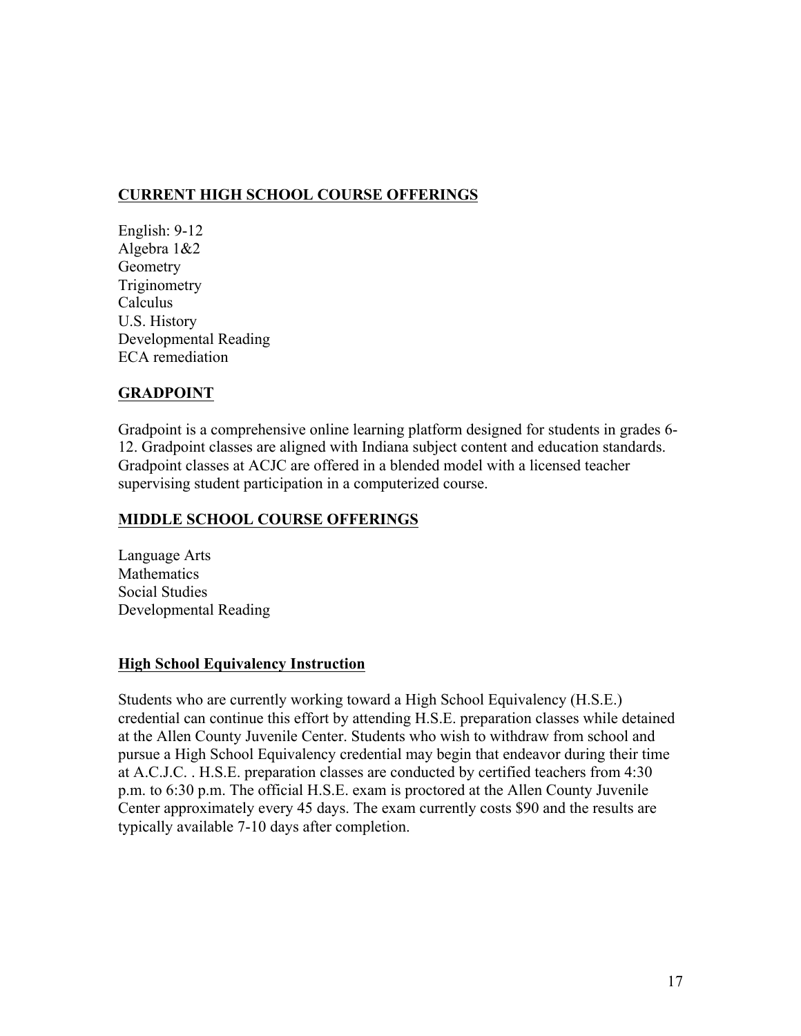## CURRENT HIGH SCHOOL COURSE OFFERINGS

English: 9-12
Algebra 1&2
Geometry
Triginometry
Calculus
U.S. History
Developmental Reading
ECA remediation

## GRADPOINT

Gradpoint is a comprehensive online learning platform designed for students in grades 6-12. Gradpoint classes are aligned with Indiana subject content and education standards. Gradpoint classes at ACJC are offered in a blended model with a licensed teacher supervising student participation in a computerized course.

## MIDDLE SCHOOL COURSE OFFERINGS

Language Arts
Mathematics
Social Studies
Developmental Reading

## High School Equivalency Instruction

Students who are currently working toward a High School Equivalency (H.S.E.) credential can continue this effort by attending H.S.E. preparation classes while detained at the Allen County Juvenile Center. Students who wish to withdraw from school and pursue a High School Equivalency credential may begin that endeavor during their time at A.C.J.C. . H.S.E. preparation classes are conducted by certified teachers from 4:30 p.m. to 6:30 p.m. The official H.S.E. exam is proctored at the Allen County Juvenile Center approximately every 45 days. The exam currently costs $90 and the results are typically available 7-10 days after completion.